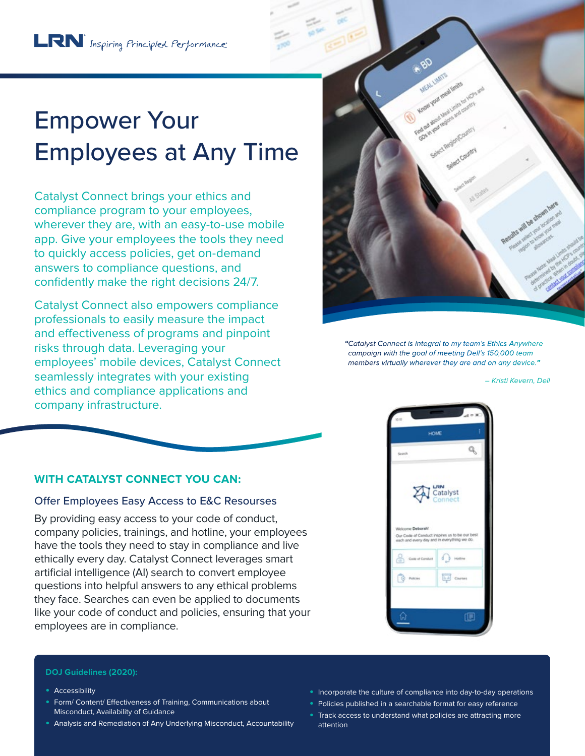LRN *Inspiring Principled Performance*

# Empower Your Employees at Any Time

Catalyst Connect brings your ethics and compliance program to your employees, wherever they are, with an easy-to-use mobile app. Give your employees the tools they need to quickly access policies, get on-demand answers to compliance questions, and confidently make the right decisions 24/7.

Catalyst Connect also empowers compliance professionals to easily measure the impact and effectiveness of programs and pinpoint risks through data. Leveraging your employees' mobile devices, Catalyst Connect seamlessly integrates with your existing ethics and compliance applications and company infrastructure.

*"Catalyst Connect is integral to my team's Ethics Anywhere campaign with the goal of meeting Dell's 150,000 team members virtually wherever they are and on any device."*

*– Kristi Kevern, Dell*

## WITH CATALYST CONNECT YOU CAN:

### Offer Employees Easy Access to E&C Resourses

By providing easy access to your code of conduct, company policies, trainings, and hotline, your employees have the tools they need to stay in compliance and live ethically every day. Catalyst Connect leverages smart artificial intelligence (AI) search to convert employee questions into helpful answers to any ethical problems they face. Searches can even be applied to documents like your code of conduct and policies, ensuring that your employees are in compliance.

**DOJ Guidelines (2020):**

- Accessibility
- Form/ Content/ Effectiveness of Training, Communications about Misconduct, Availability of Guidance
- Analysis and Remediation of Any Underlying Misconduct, Accountability
- Incorporate the culture of compliance into day-to-day operations
- Policies published in a searchable format for easy reference
- Track access to understand what policies are attracting more attention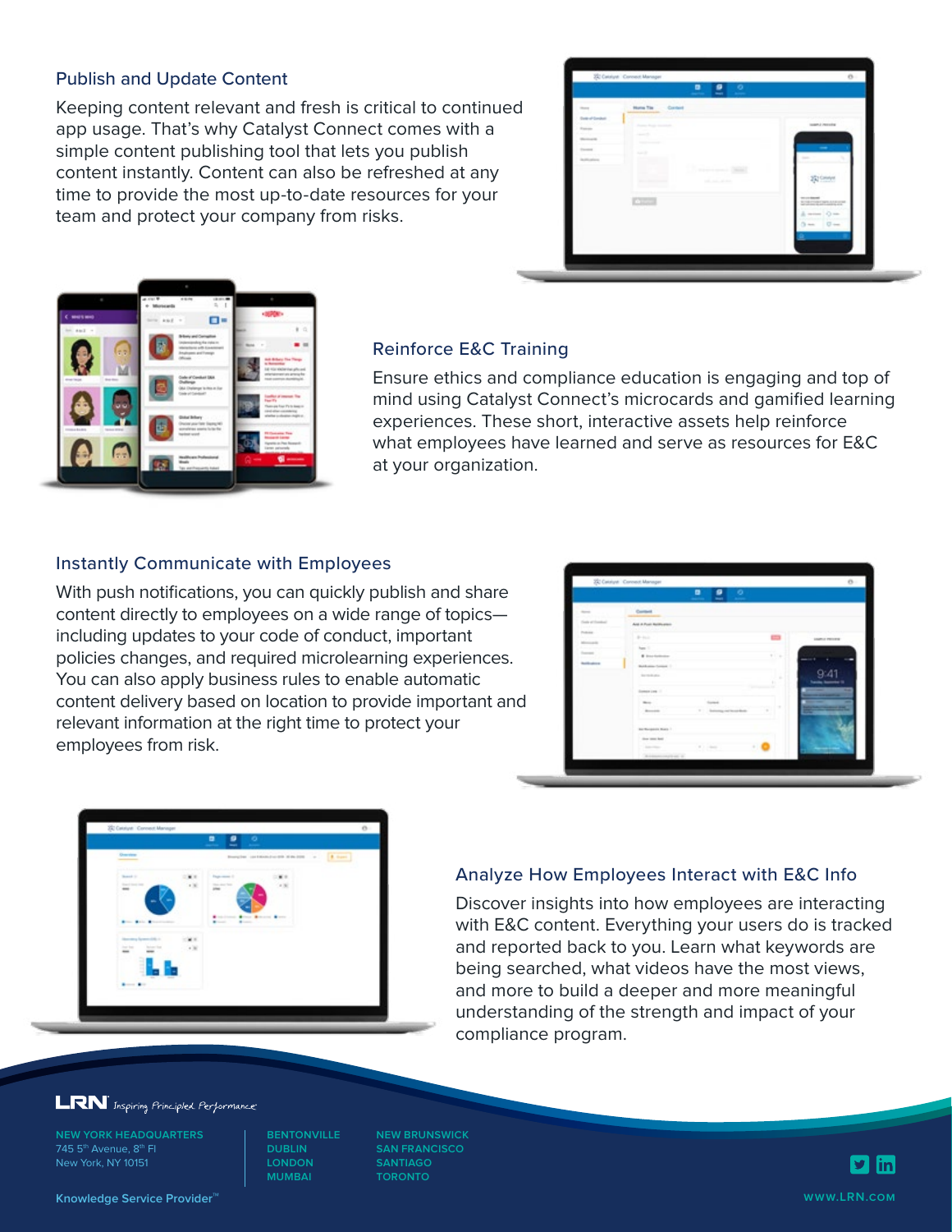## Publish and Update Content

Keeping content relevant and fresh is critical to continued app usage. That's why Catalyst Connect comes with a simple content publishing tool that lets you publish content instantly. Content can also be refreshed at any time to provide the most up-to-date resources for your team and protect your company from risks.

## Reinforce E&C Training

Ensure ethics and compliance education is engaging and top of mind using Catalyst Connect's microcards and gamified learning experiences. These short, interactive assets help reinforce what employees have learned and serve as resources for E&C at your organization.

## Instantly Communicate with Employees

With push notifications, you can quickly publish and share content directly to employees on a wide range of topics—including updates to your code of conduct, important policies changes, and required microlearning experiences. You can also apply business rules to enable automatic content delivery based on location to provide important and relevant information at the right time to protect your employees from risk.

## Analyze How Employees Interact with E&C Info

Discover insights into how employees are interacting with E&C content. Everything your users do is tracked and reported back to you. Learn what keywords are being searched, what videos have the most views, and more to build a deeper and more meaningful understanding of the strength and impact of your compliance program.

LRN *Inspiring Principled Performance*

NEW YORK HEADQUARTERS
745 5th Avenue, 8th Fl
New York, NY 10151

BENTONVILLE
DUBLIN
LONDON
MUMBAI

NEW BRUNSWICK
SAN FRANCISCO
SANTIAGO
TORONTO

Knowledge Service Provider™

WWW.LRN.COM